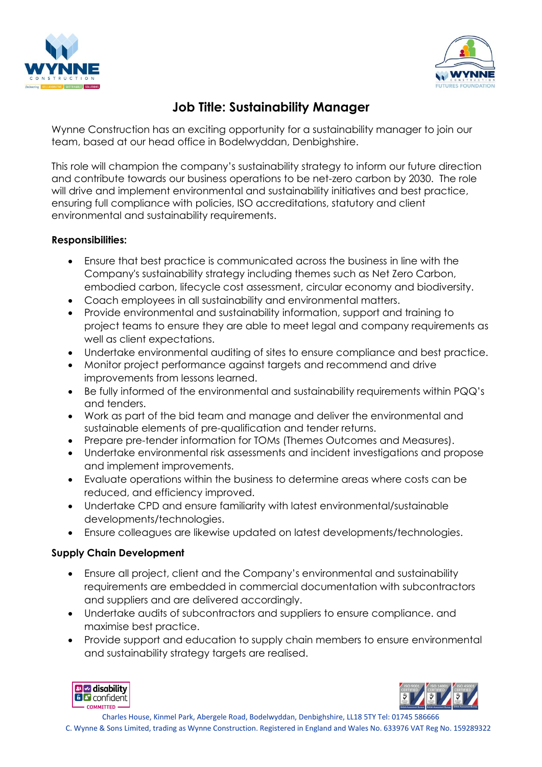# Job Title: Sustainability Manager

Wynne Construction has an exciting opportunity for a sustainability manager to join our team, based at our head office in Bodelwyddan, Denbighshire.

This role will champion the company's sustainability strategy to inform our future direction and contribute towards our business operations to be net-zero carbon by 2030. The role will drive and implement environmental and sustainability initiatives and best practice, ensuring full compliance with policies, ISO accreditations, statutory and client environmental and sustainability requirements.

**Responsibilities:**

- Ensure that best practice is communicated across the business in line with the Company's sustainability strategy including themes such as Net Zero Carbon, embodied carbon, lifecycle cost assessment, circular economy and biodiversity.
- Coach employees in all sustainability and environmental matters.
- Provide environmental and sustainability information, support and training to project teams to ensure they are able to meet legal and company requirements as well as client expectations.
- Undertake environmental auditing of sites to ensure compliance and best practice.
- Monitor project performance against targets and recommend and drive improvements from lessons learned.
- Be fully informed of the environmental and sustainability requirements within PQQ's and tenders.
- Work as part of the bid team and manage and deliver the environmental and sustainable elements of pre-qualification and tender returns.
- Prepare pre-tender information for TOMs (Themes Outcomes and Measures).
- Undertake environmental risk assessments and incident investigations and propose and implement improvements.
- Evaluate operations within the business to determine areas where costs can be reduced, and efficiency improved.
- Undertake CPD and ensure familiarity with latest environmental/sustainable developments/technologies.
- Ensure colleagues are likewise updated on latest developments/technologies.

**Supply Chain Development**

- Ensure all project, client and the Company's environmental and sustainability requirements are embedded in commercial documentation with subcontractors and suppliers and are delivered accordingly.
- Undertake audits of subcontractors and suppliers to ensure compliance. and maximise best practice.
- Provide support and education to supply chain members to ensure environmental and sustainability strategy targets are realised.

Charles House, Kinmel Park, Abergele Road, Bodelwyddan, Denbighshire, LL18 5TY Tel: 01745 586666
C. Wynne & Sons Limited, trading as Wynne Construction. Registered in England and Wales No. 633976 VAT Reg No. 159289322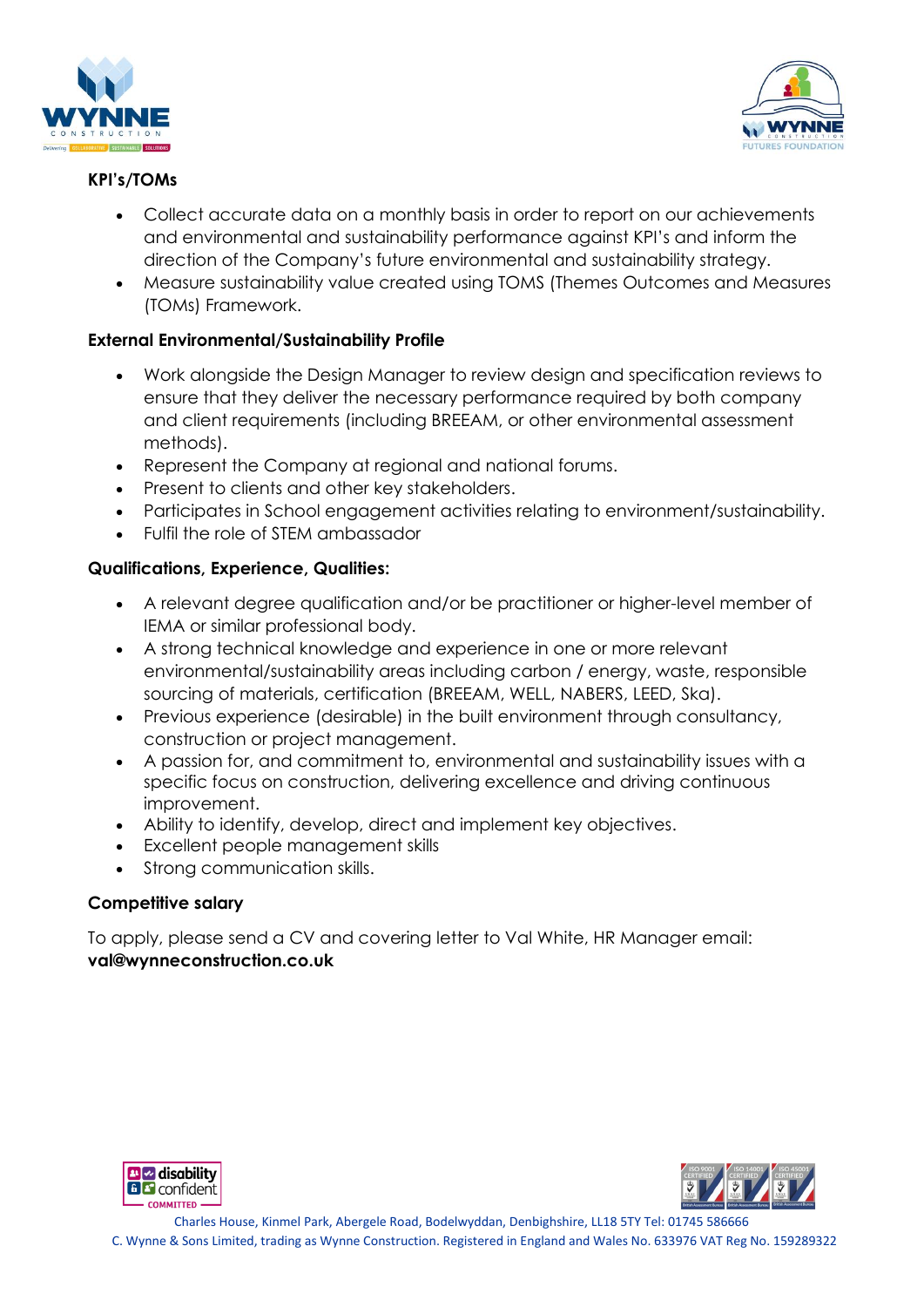**KPI's/TOMs**

- Collect accurate data on a monthly basis in order to report on our achievements and environmental and sustainability performance against KPI's and inform the direction of the Company's future environmental and sustainability strategy.
- Measure sustainability value created using TOMS (Themes Outcomes and Measures (TOMs) Framework.

**External Environmental/Sustainability Profile**

- Work alongside the Design Manager to review design and specification reviews to ensure that they deliver the necessary performance required by both company and client requirements (including BREEAM, or other environmental assessment methods).
- Represent the Company at regional and national forums.
- Present to clients and other key stakeholders.
- Participates in School engagement activities relating to environment/sustainability.
- Fulfil the role of STEM ambassador

**Qualifications, Experience, Qualities:**

- A relevant degree qualification and/or be practitioner or higher-level member of IEMA or similar professional body.
- A strong technical knowledge and experience in one or more relevant environmental/sustainability areas including carbon / energy, waste, responsible sourcing of materials, certification (BREEAM, WELL, NABERS, LEED, Ska).
- Previous experience (desirable) in the built environment through consultancy, construction or project management.
- A passion for, and commitment to, environmental and sustainability issues with a specific focus on construction, delivering excellence and driving continuous improvement.
- Ability to identify, develop, direct and implement key objectives.
- Excellent people management skills
- Strong communication skills.

**Competitive salary**

To apply, please send a CV and covering letter to Val White, HR Manager email: **val@wynneconstruction.co.uk**

Charles House, Kinmel Park, Abergele Road, Bodelwyddan, Denbighshire, LL18 5TY Tel: 01745 586666
C. Wynne & Sons Limited, trading as Wynne Construction. Registered in England and Wales No. 633976 VAT Reg No. 159289322